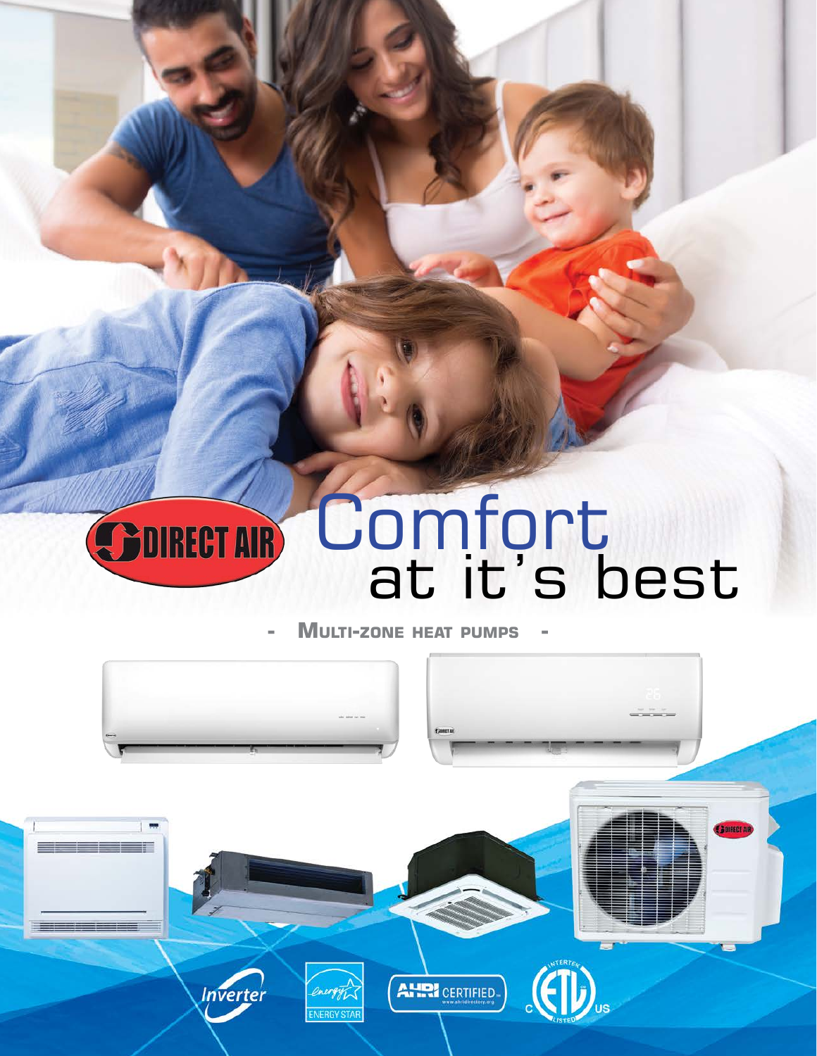# Comfort at it's best

- MULTI-ZONE HEAT PUMPS -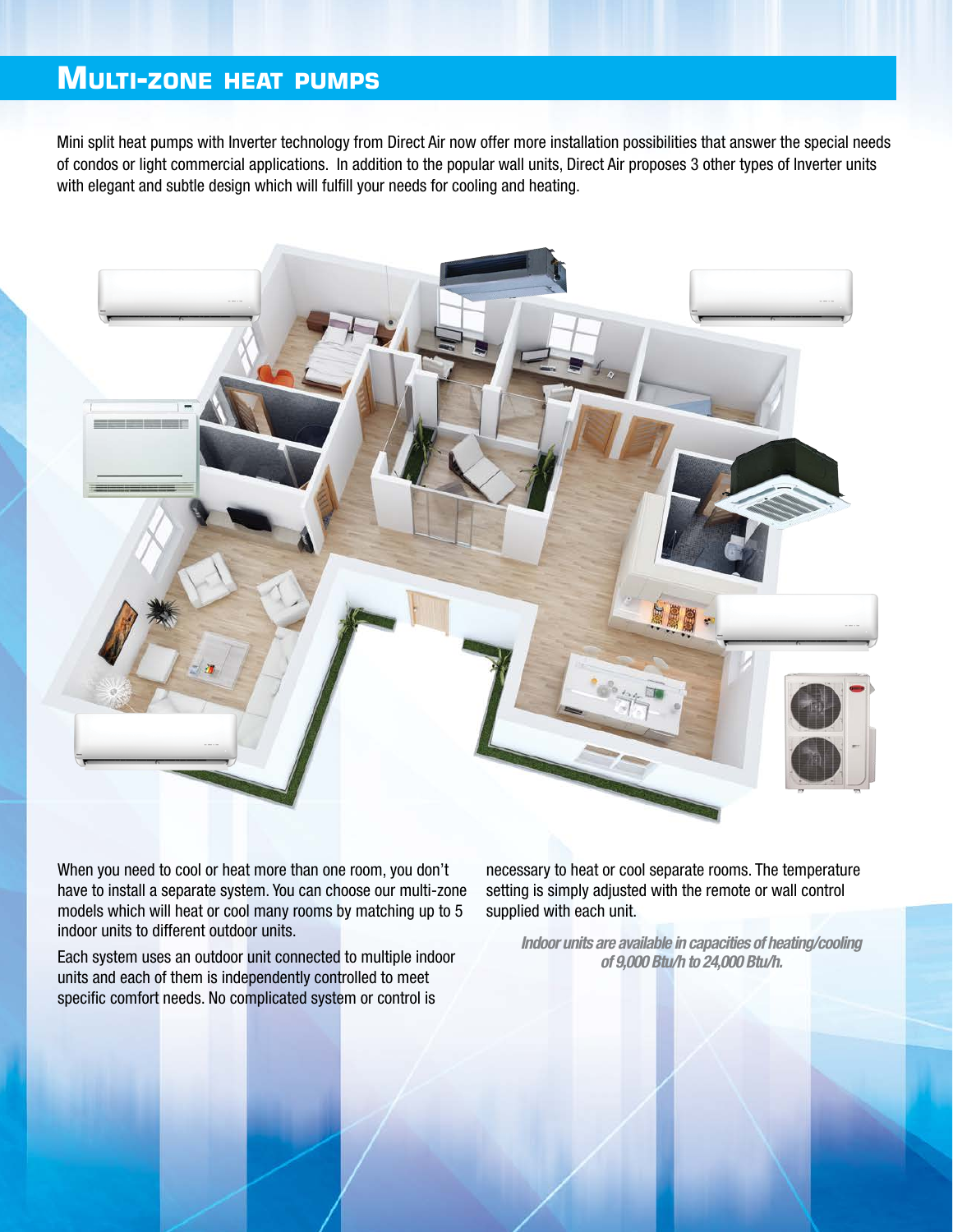# Multi-zone heat pumps

Mini split heat pumps with Inverter technology from Direct Air now offer more installation possibilities that answer the special needs of condos or light commercial applications. In addition to the popular wall units, Direct Air proposes 3 other types of Inverter units with elegant and subtle design which will fulfill your needs for cooling and heating.

When you need to cool or heat more than one room, you don't have to install a separate system. You can choose our multi-zone models which will heat or cool many rooms by matching up to 5 indoor units to different outdoor units.

Each system uses an outdoor unit connected to multiple indoor units and each of them is independently controlled to meet specific comfort needs. No complicated system or control is necessary to heat or cool separate rooms. The temperature setting is simply adjusted with the remote or wall control supplied with each unit.

***Indoor units are available in capacities of heating/cooling of 9,000 Btu/h to 24,000 Btu/h.***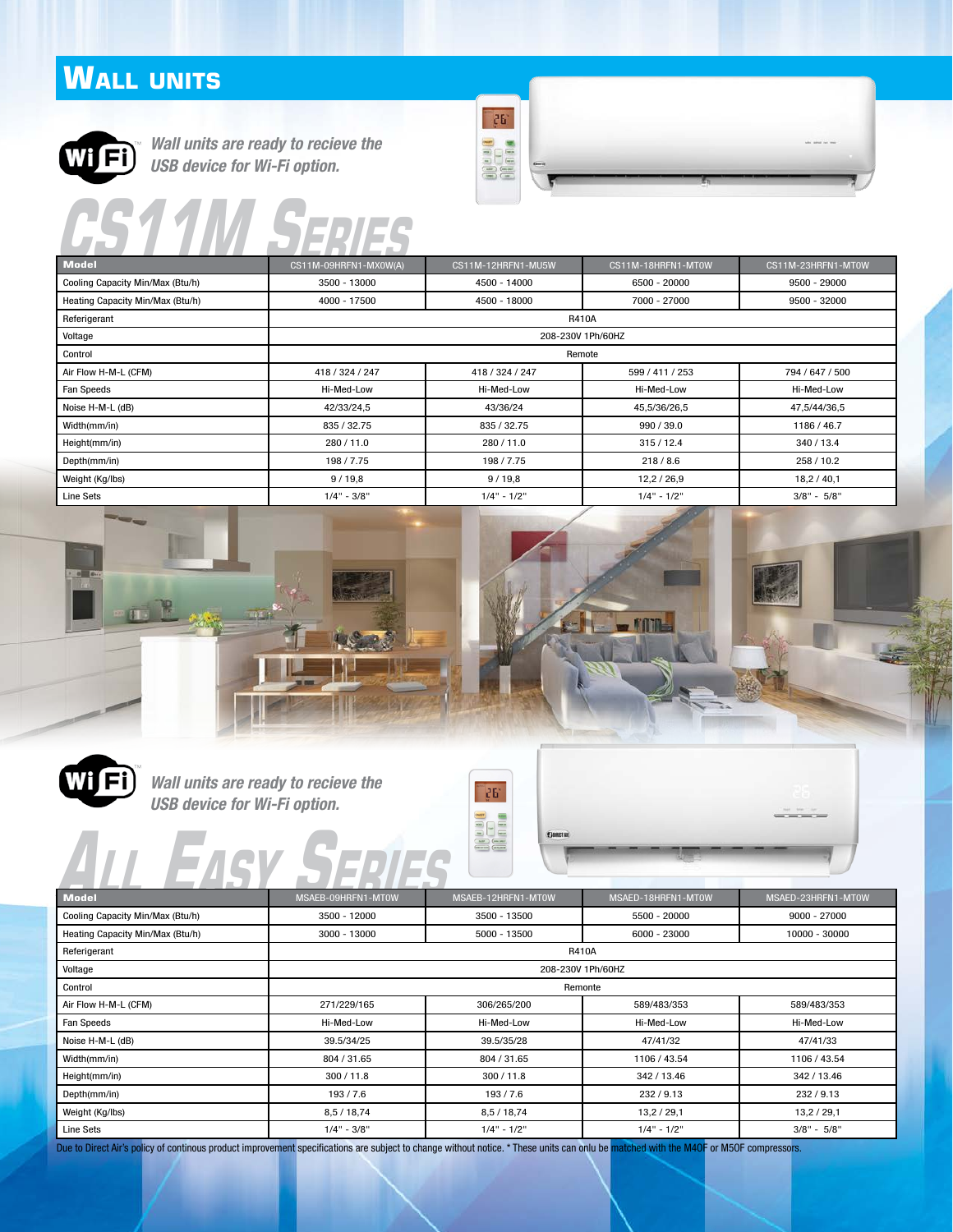# Wall units

*Wall units are ready to recieve the USB device for Wi-Fi option.*

## CS11M Series

| Model | CS11M-09HRFN1-MX0W(A) | CS11M-12HRFN1-MU5W | CS11M-18HRFN1-MT0W | CS11M-23HRFN1-MT0W |
|---|---|---|---|---|
| Cooling Capacity Min/Max (Btu/h) | 3500 - 13000 | 4500 - 14000 | 6500 - 20000 | 9500 - 29000 |
| Heating Capacity Min/Max (Btu/h) | 4000 - 17500 | 4500 - 18000 | 7000 - 27000 | 9500 - 32000 |
| Referigerant | R410A | | | |
| Voltage | 208-230V 1Ph/60HZ | | | |
| Control | Remote | | | |
| Air Flow H-M-L (CFM) | 418 / 324 / 247 | 418 / 324 / 247 | 599 / 411 / 253 | 794 / 647 / 500 |
| Fan Speeds | Hi-Med-Low | Hi-Med-Low | Hi-Med-Low | Hi-Med-Low |
| Noise H-M-L (dB) | 42/33/24,5 | 43/36/24 | 45,5/36/26,5 | 47,5/44/36,5 |
| Width(mm/in) | 835 / 32.75 | 835 / 32.75 | 990 / 39.0 | 1186 / 46.7 |
| Height(mm/in) | 280 / 11.0 | 280 / 11.0 | 315 / 12.4 | 340 / 13.4 |
| Depth(mm/in) | 198 / 7.75 | 198 / 7.75 | 218 / 8.6 | 258 / 10.2 |
| Weight (Kg/lbs) | 9 / 19,8 | 9 / 19,8 | 12,2 / 26,9 | 18,2 / 40,1 |
| Line Sets | 1/4" - 3/8" | 1/4" - 1/2" | 1/4" - 1/2" | 3/8" - 5/8" |

*Wall units are ready to recieve the USB device for Wi-Fi option.*

## All Easy Series

| Model | MSAEB-09HRFN1-MT0W | MSAEB-12HRFN1-MT0W | MSAED-18HRFN1-MT0W | MSAED-23HRFN1-MT0W |
|---|---|---|---|---|
| Cooling Capacity Min/Max (Btu/h) | 3500 - 12000 | 3500 - 13500 | 5500 - 20000 | 9000 - 27000 |
| Heating Capacity Min/Max (Btu/h) | 3000 - 13000 | 5000 - 13500 | 6000 - 23000 | 10000 - 30000 |
| Referigerant | R410A | | | |
| Voltage | 208-230V 1Ph/60HZ | | | |
| Control | Remonte | | | |
| Air Flow H-M-L (CFM) | 271/229/165 | 306/265/200 | 589/483/353 | 589/483/353 |
| Fan Speeds | Hi-Med-Low | Hi-Med-Low | Hi-Med-Low | Hi-Med-Low |
| Noise H-M-L (dB) | 39.5/34/25 | 39.5/35/28 | 47/41/32 | 47/41/33 |
| Width(mm/in) | 804 / 31.65 | 804 / 31.65 | 1106 / 43.54 | 1106 / 43.54 |
| Height(mm/in) | 300 / 11.8 | 300 / 11.8 | 342 / 13.46 | 342 / 13.46 |
| Depth(mm/in) | 193 / 7.6 | 193 / 7.6 | 232 / 9.13 | 232 / 9.13 |
| Weight (Kg/lbs) | 8,5 / 18,74 | 8,5 / 18,74 | 13,2 / 29,1 | 13,2 / 29,1 |
| Line Sets | 1/4" - 3/8" | 1/4" - 1/2" | 1/4" - 1/2" | 3/8" - 5/8" |

Due to Direct Air's policy of continous product improvement specifications are subject to change without notice. * These units can onlu be matched with the M40F or M50F compressors.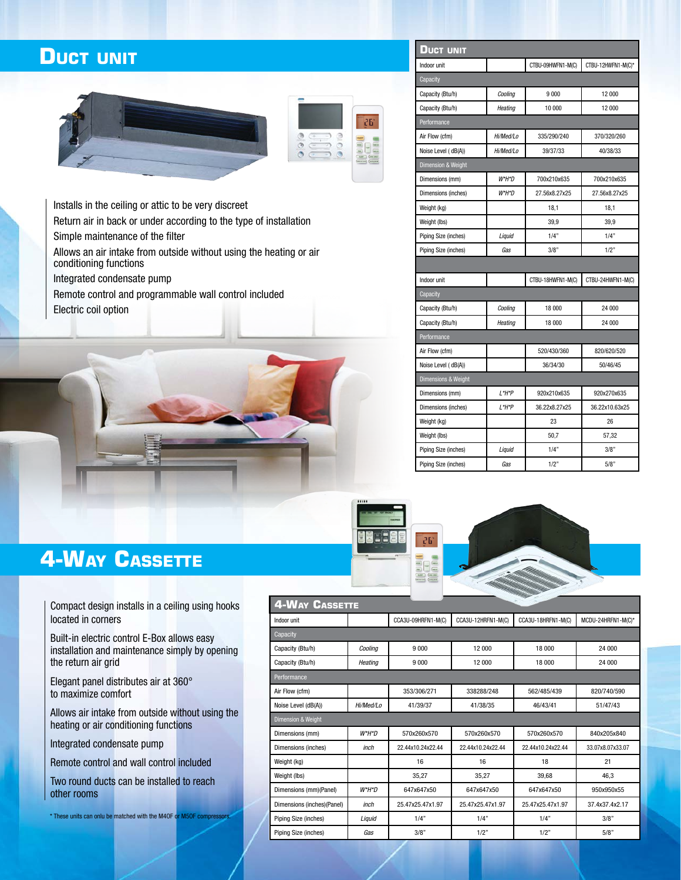# Duct unit

- Installs in the ceiling or attic to be very discreet
- Return air in back or under according to the type of installation
- Simple maintenance of the filter
- Allows an air intake from outside without using the heating or air conditioning functions
- Integrated condensate pump
- Remote control and programmable wall control included
- Electric coil option

## Duct unit

| Indoor unit | | CTBU-09HWFN1-M(C) | CTBU-12HWFN1-M(C)* |
|---|---|---|---|
| Capacity | | | |
| Capacity (Btu/h) | *Cooling* | 9 000 | 12 000 |
| Capacity (Btu/h) | *Heating* | 10 000 | 12 000 |
| Performance | | | |
| Air Flow (cfm) | *Hi/Med/Lo* | 335/290/240 | 370/320/260 |
| Noise Level ( dB(A)) | *Hi/Med/Lo* | 39/37/33 | 40/38/33 |
| Dimension & Weight | | | |
| Dimensions (mm) | *W*H*D* | 700x210x635 | 700x210x635 |
| Dimensions (inches) | *W*H*D* | 27.56x8.27x25 | 27.56x8.27x25 |
| Weight (kg) | | 18,1 | 18,1 |
| Weight (lbs) | | 39,9 | 39,9 |
| Piping Size (inches) | *Liquid* | 1/4" | 1/4" |
| Piping Size (inches) | *Gas* | 3/8" | 1/2" |

| Indoor unit | | CTBU-18HWFN1-M(C) | CTBU-24HWFN1-M(C) |
|---|---|---|---|
| Capacity | | | |
| Capacity (Btu/h) | *Cooling* | 18 000 | 24 000 |
| Capacity (Btu/h) | *Heating* | 18 000 | 24 000 |
| Performance | | | |
| Air Flow (cfm) | | 520/430/360 | 820/620/520 |
| Noise Level ( dB(A)) | | 36/34/30 | 50/46/45 |
| Dimensions & Weight | | | |
| Dimensions (mm) | *L*H*P* | 920x210x635 | 920x270x635 |
| Dimensions (inches) | *L*H*P* | 36.22x8.27x25 | 36.22x10.63x25 |
| Weight (kg) | | 23 | 26 |
| Weight (lbs) | | 50,7 | 57,32 |
| Piping Size (inches) | *Liquid* | 1/4" | 3/8" |
| Piping Size (inches) | *Gas* | 1/2" | 5/8" |

# 4-Way Cassette

- Compact design installs in a ceiling using hooks located in corners
- Built-in electric control E-Box allows easy installation and maintenance simply by opening the return air grid
- Elegant panel distributes air at 360° to maximize comfort
- Allows air intake from outside without using the heating or air conditioning functions
- Integrated condensate pump
- Remote control and wall control included
- Two round ducts can be installed to reach other rooms

\* These units can onlu be matched with the M40F or M50F compressors.

## 4-Way Cassette

| Indoor unit | | CCA3U-09HRFN1-M(C) | CCA3U-12HRFN1-M(C) | CCA3U-18HRFN1-M(C) | MCDU-24HRFN1-M(C)* |
|---|---|---|---|---|---|
| Capacity | | | | | |
| Capacity (Btu/h) | *Cooling* | 9 000 | 12 000 | 18 000 | 24 000 |
| Capacity (Btu/h) | *Heating* | 9 000 | 12 000 | 18 000 | 24 000 |
| Performance | | | | | |
| Air Flow (cfm) | | 353/306/271 | 338288/248 | 562/485/439 | 820/740/590 |
| Noise Level (dB(A)) | *Hi/Med/Lo* | 41/39/37 | 41/38/35 | 46/43/41 | 51/47/43 |
| Dimension & Weight | | | | | |
| Dimensions (mm) | *W*H*D* | 570x260x570 | 570x260x570 | 570x260x570 | 840x205x840 |
| Dimensions (inches) | *inch* | 22.44x10.24x22.44 | 22.44x10.24x22.44 | 22.44x10.24x22.44 | 33.07x8.07x33.07 |
| Weight (kg) | | 16 | 16 | 18 | 21 |
| Weight (lbs) | | 35,27 | 35,27 | 39,68 | 46,3 |
| Dimensions (mm)(Panel) | *W*H*D* | 647x647x50 | 647x647x50 | 647x647x50 | 950x950x55 |
| Dimensions (inches)(Panel) | *inch* | 25.47x25.47x1.97 | 25.47x25.47x1.97 | 25.47x25.47x1.97 | 37.4x37.4x2.17 |
| Piping Size (inches) | *Liquid* | 1/4" | 1/4" | 1/4" | 3/8" |
| Piping Size (inches) | *Gas* | 3/8" | 1/2" | 1/2" | 5/8" |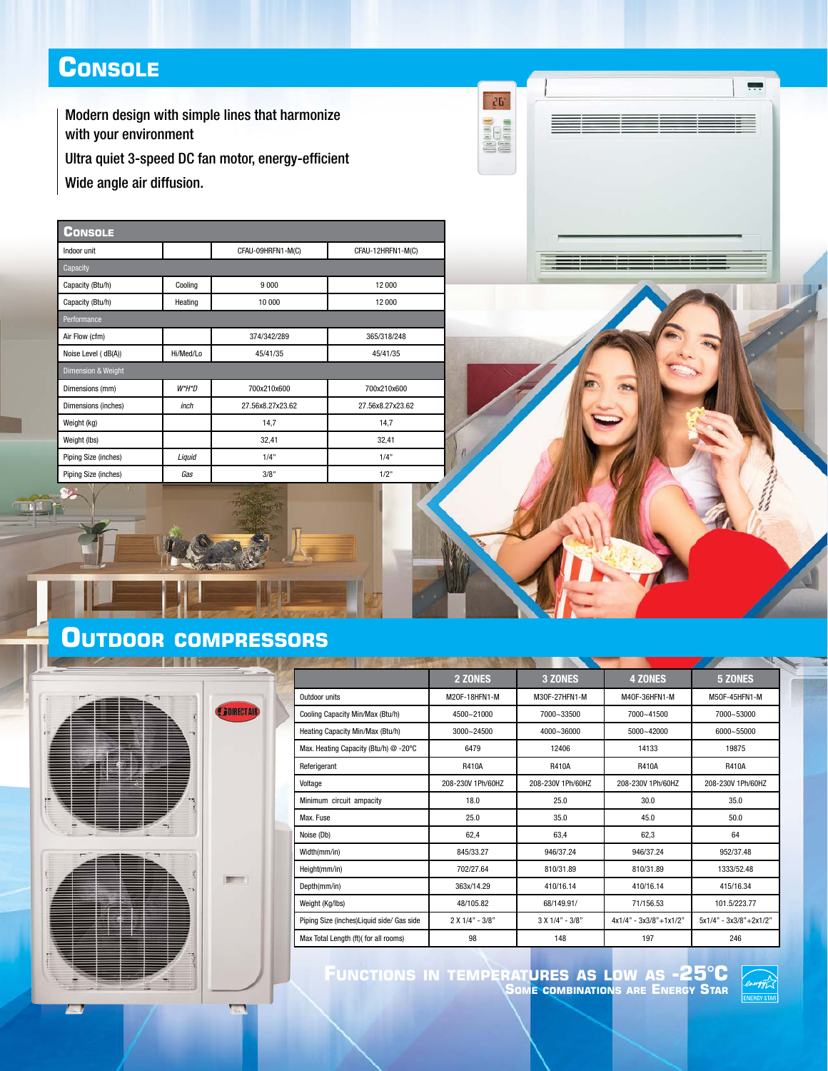# Console

Modern design with simple lines that harmonize with your environment

Ultra quiet 3-speed DC fan motor, energy-efficient

Wide angle air diffusion.

| Console | | | |
|---|---|---|---|
| Indoor unit | | CFAU-09HRFN1-M(C) | CFAU-12HRFN1-M(C) |
| Capacity | | | |
| Capacity (Btu/h) | Cooling | 9 000 | 12 000 |
| Capacity (Btu/h) | Heating | 10 000 | 12 000 |
| Performance | | | |
| Air Flow (cfm) | | 374/342/289 | 365/318/248 |
| Noise Level ( dB(A)) | Hi/Med/Lo | 45/41/35 | 45/41/35 |
| Dimension & Weight | | | |
| Dimensions (mm) | *W*H*D* | 700x210x600 | 700x210x600 |
| Dimensions (inches) | *inch* | 27.56x8.27x23.62 | 27.56x8.27x23.62 |
| Weight (kg) | | 14,7 | 14,7 |
| Weight (lbs) | | 32,41 | 32,41 |
| Piping Size (inches) | *Liquid* | 1/4" | 1/4" |
| Piping Size (inches) | *Gas* | 3/8" | 1/2" |

# Outdoor compressors

| | 2 ZONES | 3 ZONES | 4 ZONES | 5 ZONES |
|---|---|---|---|---|
| Outdoor units | M2OF-18HFN1-M | M3OF-27HFN1-M | M4OF-36HFN1-M | M5OF-45HFN1-M |
| Cooling Capacity Min/Max (Btu/h) | 4500~21000 | 7000~33500 | 7000~41500 | 7000~53000 |
| Heating Capacity Min/Max (Btu/h) | 3000~24500 | 4000~36000 | 5000~42000 | 6000~55000 |
| Max. Heating Capacity (Btu/h) @ -20°C | 6479 | 12406 | 14133 | 19875 |
| Referigerant | R410A | R410A | R410A | R410A |
| Voltage | 208-230V 1Ph/60HZ | 208-230V 1Ph/60HZ | 208-230V 1Ph/60HZ | 208-230V 1Ph/60HZ |
| Minimum circuit ampacity | 18.0 | 25.0 | 30.0 | 35.0 |
| Max. Fuse | 25.0 | 35.0 | 45.0 | 50.0 |
| Noise (Db) | 62,4 | 63,4 | 62,3 | 64 |
| Width(mm/in) | 845/33.27 | 946/37.24 | 946/37.24 | 952/37.48 |
| Height(mm/in) | 702/27.64 | 810/31.89 | 810/31.89 | 1333/52.48 |
| Depth(mm/in) | 363x/14.29 | 410/16.14 | 410/16.14 | 415/16.34 |
| Weight (Kg/lbs) | 48/105.82 | 68/149.91/ | 71/156.53 | 101.5/223.77 |
| Piping Size (inches)Liquid side/ Gas side | 2 X 1/4" - 3/8" | 3 X 1/4" - 3/8" | 4x1/4" - 3x3/8"+1x1/2" | 5x1/4" - 3x3/8"+2x1/2" |
| Max Total Length (ft)( for all rooms) | 98 | 148 | 197 | 246 |

**Functions in temperatures as low as -25°C**

**Some combinations are Energy Star**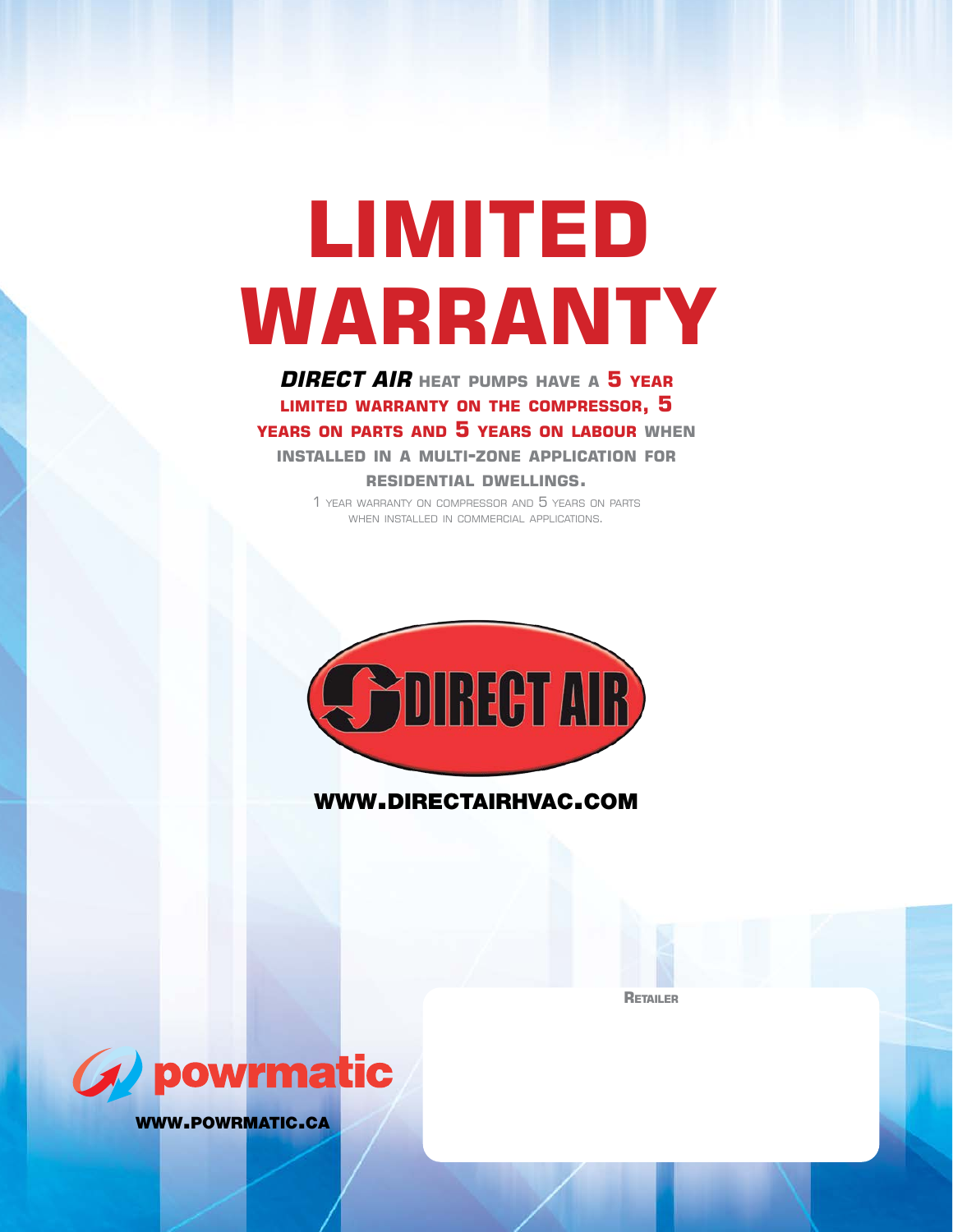# LIMITED WARRANTY

***DIRECT AIR*** **HEAT PUMPS HAVE A 5 YEAR LIMITED WARRANTY ON THE COMPRESSOR, 5 YEARS ON PARTS AND 5 YEARS ON LABOUR WHEN INSTALLED IN A MULTI-ZONE APPLICATION FOR RESIDENTIAL DWELLINGS.**

1 YEAR WARRANTY ON COMPRESSOR AND 5 YEARS ON PARTS WHEN INSTALLED IN COMMERCIAL APPLICATIONS.

DIRECT AIR

**WWW.DIRECTAIRHVAC.COM**

RETAILER

powrmatic

**WWW.POWRMATIC.CA**